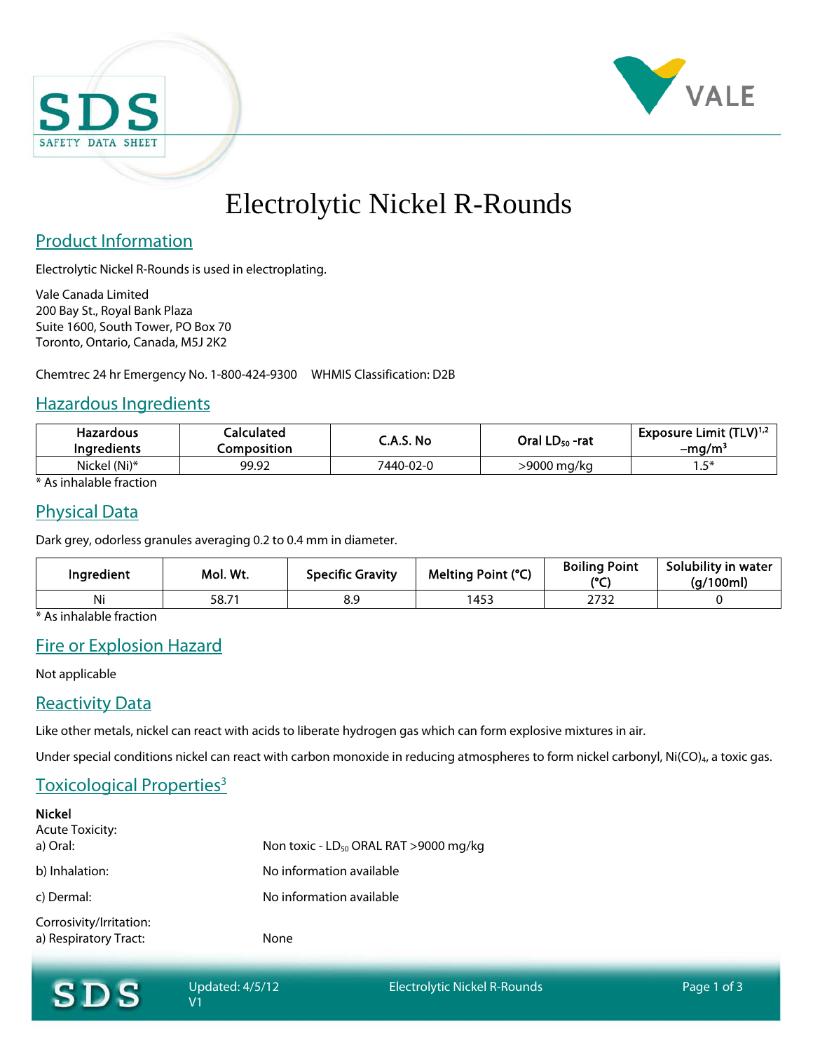# Electrolytic Nickel R-Rounds

## Product Information

Electrolytic Nickel R-Rounds is used in electroplating.

Vale Canada Limited
200 Bay St., Royal Bank Plaza
Suite 1600, South Tower, PO Box 70
Toronto, Ontario, Canada, M5J 2K2

Chemtrec 24 hr Emergency No. 1-800-424-9300   WHMIS Classification: D2B

## Hazardous Ingredients

| Hazardous Ingredients | Calculated Composition | C.A.S. No | Oral $LD_{50}$ -rat | Exposure Limit (TLV)[1,2] –$mg/m^3$ |
|---|---|---|---|---|
| Nickel (Ni)* | 99.92 | 7440-02-0 | >9000 mg/kg | 1.5* |

* As inhalable fraction

## Physical Data

Dark grey, odorless granules averaging 0.2 to 0.4 mm in diameter.

| Ingredient | Mol. Wt. | Specific Gravity | Melting Point (°C) | Boiling Point (°C) | Solubility in water (g/100ml) |
|---|---|---|---|---|---|
| Ni | 58.71 | 8.9 | 1453 | 2732 | 0 |

* As inhalable fraction

## Fire or Explosion Hazard

Not applicable

## Reactivity Data

Like other metals, nickel can react with acids to liberate hydrogen gas which can form explosive mixtures in air.

Under special conditions nickel can react with carbon monoxide in reducing atmospheres to form nickel carbonyl, $Ni(CO)_4$, a toxic gas.

## Toxicological Properties[3]

**Nickel**

Acute Toxicity:

a) Oral: Non toxic - $LD_{50}$ ORAL RAT >9000 mg/kg

b) Inhalation: No information available

c) Dermal: No information available

Corrosivity/Irritation:

a) Respiratory Tract: None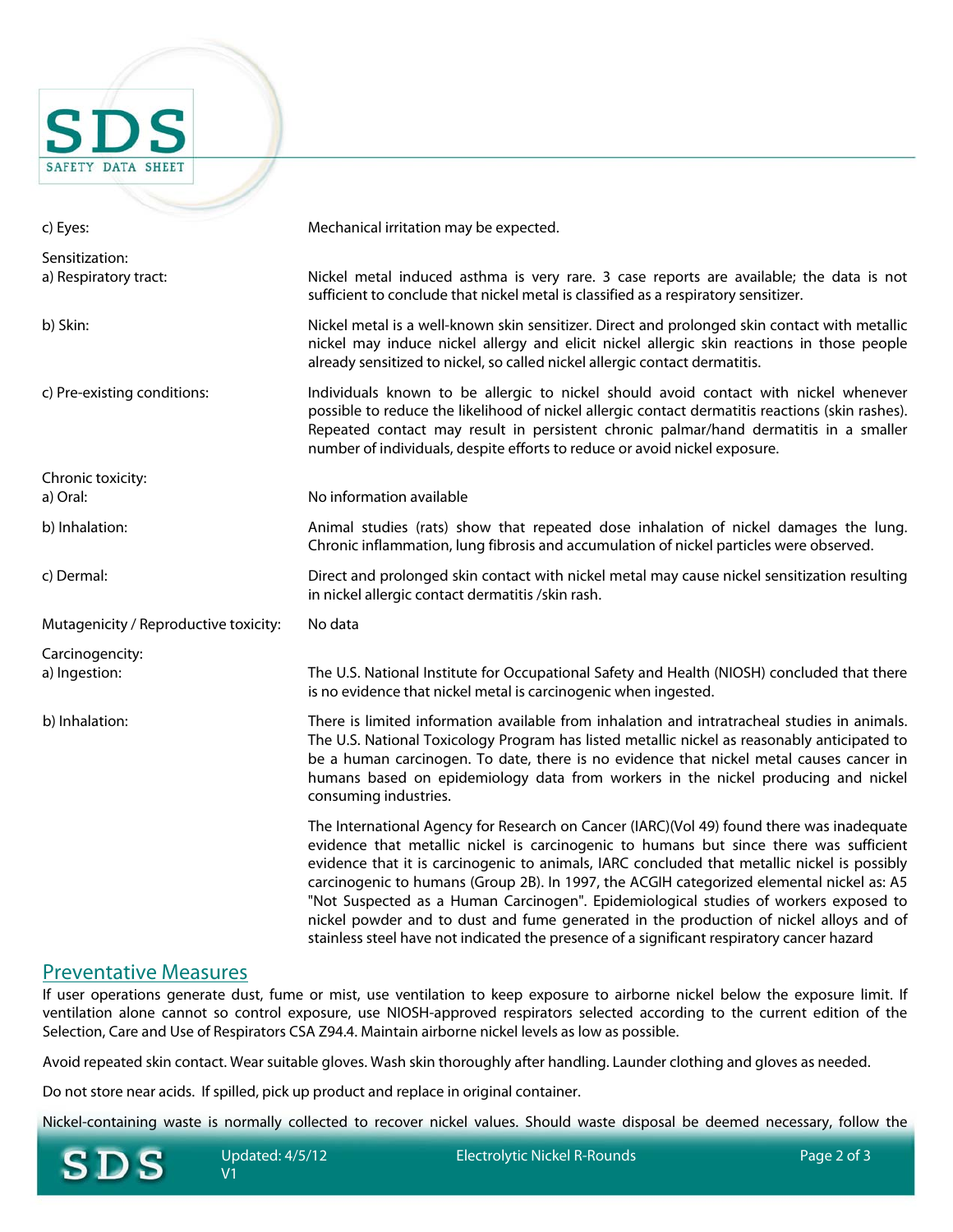| | |
|---|---|
| c) Eyes: | Mechanical irritation may be expected. |
| **Sensitization:** | |
| a) Respiratory tract: | Nickel metal induced asthma is very rare. 3 case reports are available; the data is not sufficient to conclude that nickel metal is classified as a respiratory sensitizer. |
| b) Skin: | Nickel metal is a well-known skin sensitizer. Direct and prolonged skin contact with metallic nickel may induce nickel allergy and elicit nickel allergic skin reactions in those people already sensitized to nickel, so called nickel allergic contact dermatitis. |
| c) Pre-existing conditions: | Individuals known to be allergic to nickel should avoid contact with nickel whenever possible to reduce the likelihood of nickel allergic contact dermatitis reactions (skin rashes). Repeated contact may result in persistent chronic palmar/hand dermatitis in a smaller number of individuals, despite efforts to reduce or avoid nickel exposure. |
| **Chronic toxicity:** | |
| a) Oral: | No information available |
| b) Inhalation: | Animal studies (rats) show that repeated dose inhalation of nickel damages the lung. Chronic inflammation, lung fibrosis and accumulation of nickel particles were observed. |
| c) Dermal: | Direct and prolonged skin contact with nickel metal may cause nickel sensitization resulting in nickel allergic contact dermatitis /skin rash. |
| Mutagenicity / Reproductive toxicity: | No data |
| **Carcinogencity:** | |
| a) Ingestion: | The U.S. National Institute for Occupational Safety and Health (NIOSH) concluded that there is no evidence that nickel metal is carcinogenic when ingested. |
| b) Inhalation: | There is limited information available from inhalation and intratracheal studies in animals. The U.S. National Toxicology Program has listed metallic nickel as reasonably anticipated to be a human carcinogen. To date, there is no evidence that nickel metal causes cancer in humans based on epidemiology data from workers in the nickel producing and nickel consuming industries.<br><br>The International Agency for Research on Cancer (IARC)(Vol 49) found there was inadequate evidence that metallic nickel is carcinogenic to humans but since there was sufficient evidence that it is carcinogenic to animals, IARC concluded that metallic nickel is possibly carcinogenic to humans (Group 2B). In 1997, the ACGIH categorized elemental nickel as: A5 "Not Suspected as a Human Carcinogen". Epidemiological studies of workers exposed to nickel powder and to dust and fume generated in the production of nickel alloys and of stainless steel have not indicated the presence of a significant respiratory cancer hazard |

## Preventative Measures

If user operations generate dust, fume or mist, use ventilation to keep exposure to airborne nickel below the exposure limit. If ventilation alone cannot so control exposure, use NIOSH-approved respirators selected according to the current edition of the Selection, Care and Use of Respirators CSA Z94.4. Maintain airborne nickel levels as low as possible.

Avoid repeated skin contact. Wear suitable gloves. Wash skin thoroughly after handling. Launder clothing and gloves as needed.

Do not store near acids. If spilled, pick up product and replace in original container.

Nickel-containing waste is normally collected to recover nickel values. Should waste disposal be deemed necessary, follow the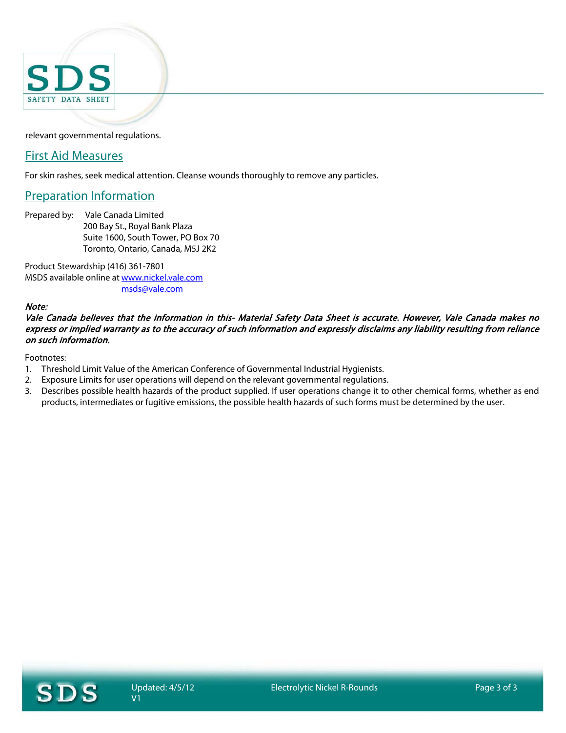relevant governmental regulations.

## First Aid Measures

For skin rashes, seek medical attention. Cleanse wounds thoroughly to remove any particles.

## Preparation Information

Prepared by: Vale Canada Limited
200 Bay St., Royal Bank Plaza
Suite 1600, South Tower, PO Box 70
Toronto, Ontario, Canada, M5J 2K2

Product Stewardship (416) 361-7801
MSDS available online at www.nickel.vale.com
msds@vale.com

***Note:***
***Vale Canada believes that the information in this- Material Safety Data Sheet is accurate. However, Vale Canada makes no express or implied warranty as to the accuracy of such information and expressly disclaims any liability resulting from reliance on such information.***

Footnotes:

1. Threshold Limit Value of the American Conference of Governmental Industrial Hygienists.
2. Exposure Limits for user operations will depend on the relevant governmental regulations.
3. Describes possible health hazards of the product supplied. If user operations change it to other chemical forms, whether as end products, intermediates or fugitive emissions, the possible health hazards of such forms must be determined by the user.